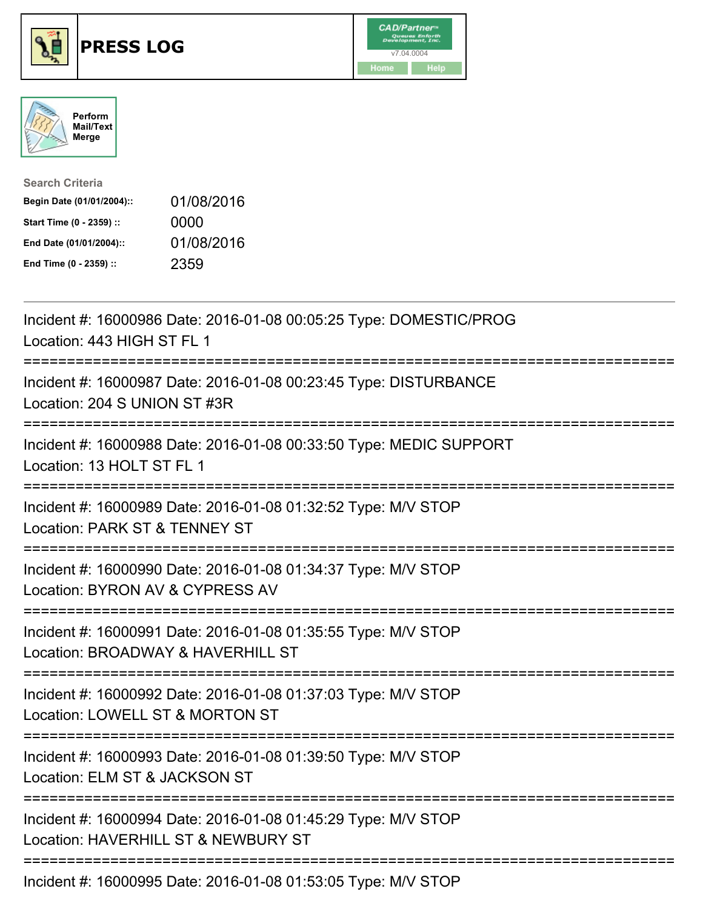# PRESS LOG

CAD/Partner™ Queues Enforth Development, Inc.
v7.04.0004
Home Help

Perform Mail/Text Merge

**Search Criteria**

| | |
|---|---|
| **Begin Date (01/01/2004)::** | 01/08/2016 |
| **Start Time (0 - 2359) ::** | 0000 |
| **End Date (01/01/2004)::** | 01/08/2016 |
| **End Time (0 - 2359) ::** | 2359 |

---

Incident #: 16000986 Date: 2016-01-08 00:05:25 Type: DOMESTIC/PROG
Location: 443 HIGH ST FL 1

===========================================================================

Incident #: 16000987 Date: 2016-01-08 00:23:45 Type: DISTURBANCE
Location: 204 S UNION ST #3R

===========================================================================

Incident #: 16000988 Date: 2016-01-08 00:33:50 Type: MEDIC SUPPORT
Location: 13 HOLT ST FL 1

===========================================================================

Incident #: 16000989 Date: 2016-01-08 01:32:52 Type: M/V STOP
Location: PARK ST & TENNEY ST

===========================================================================

Incident #: 16000990 Date: 2016-01-08 01:34:37 Type: M/V STOP
Location: BYRON AV & CYPRESS AV

===========================================================================

Incident #: 16000991 Date: 2016-01-08 01:35:55 Type: M/V STOP
Location: BROADWAY & HAVERHILL ST

===========================================================================

Incident #: 16000992 Date: 2016-01-08 01:37:03 Type: M/V STOP
Location: LOWELL ST & MORTON ST

===========================================================================

Incident #: 16000993 Date: 2016-01-08 01:39:50 Type: M/V STOP
Location: ELM ST & JACKSON ST

===========================================================================

Incident #: 16000994 Date: 2016-01-08 01:45:29 Type: M/V STOP
Location: HAVERHILL ST & NEWBURY ST

===========================================================================

Incident #: 16000995 Date: 2016-01-08 01:53:05 Type: M/V STOP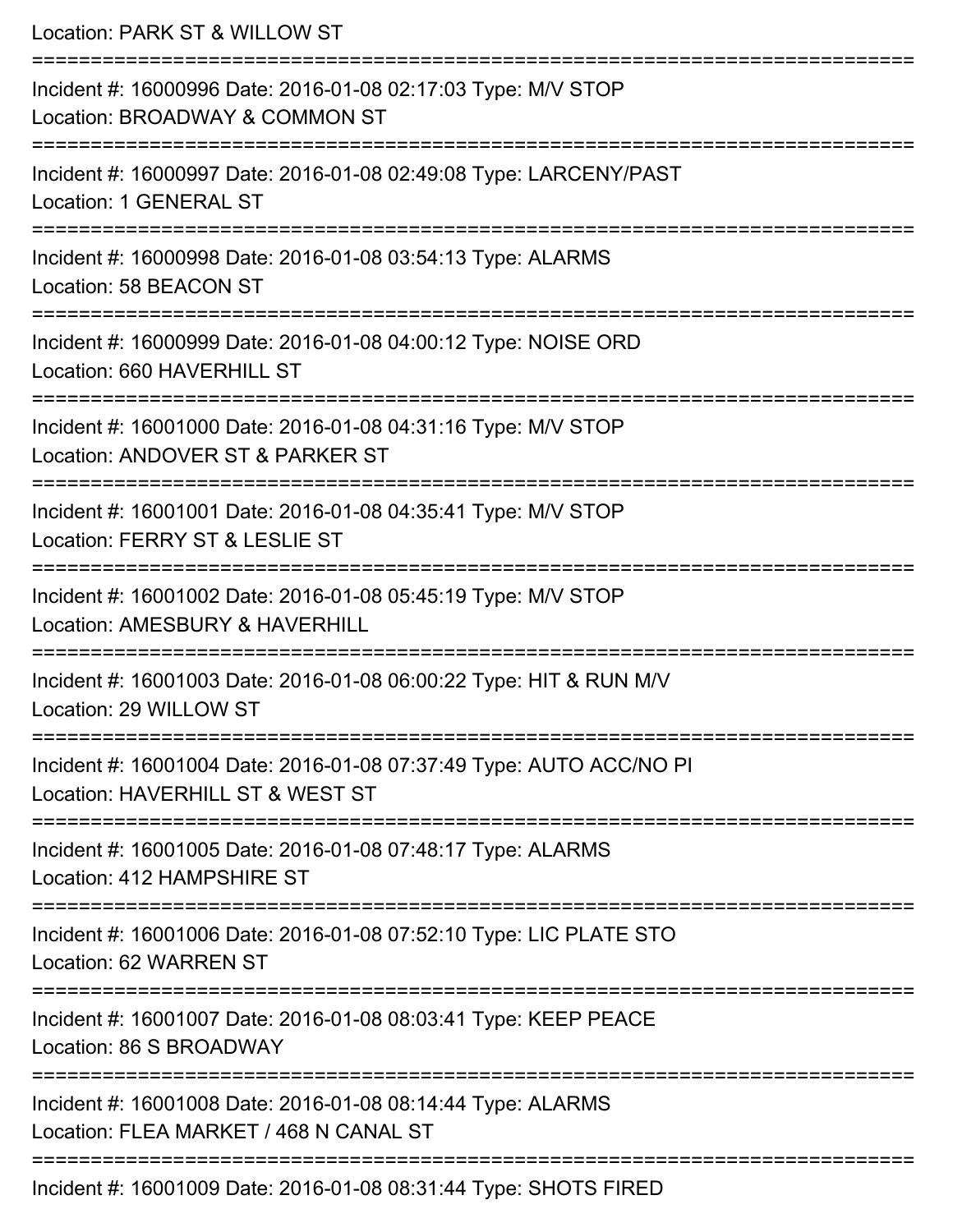Location: PARK ST & WILLOW ST

===========================================================================

Incident #: 16000996 Date: 2016-01-08 02:17:03 Type: M/V STOP
Location: BROADWAY & COMMON ST

===========================================================================

Incident #: 16000997 Date: 2016-01-08 02:49:08 Type: LARCENY/PAST
Location: 1 GENERAL ST

===========================================================================

Incident #: 16000998 Date: 2016-01-08 03:54:13 Type: ALARMS
Location: 58 BEACON ST

===========================================================================

Incident #: 16000999 Date: 2016-01-08 04:00:12 Type: NOISE ORD
Location: 660 HAVERHILL ST

===========================================================================

Incident #: 16001000 Date: 2016-01-08 04:31:16 Type: M/V STOP
Location: ANDOVER ST & PARKER ST

===========================================================================

Incident #: 16001001 Date: 2016-01-08 04:35:41 Type: M/V STOP
Location: FERRY ST & LESLIE ST

===========================================================================

Incident #: 16001002 Date: 2016-01-08 05:45:19 Type: M/V STOP
Location: AMESBURY & HAVERHILL

===========================================================================

Incident #: 16001003 Date: 2016-01-08 06:00:22 Type: HIT & RUN M/V
Location: 29 WILLOW ST

===========================================================================

Incident #: 16001004 Date: 2016-01-08 07:37:49 Type: AUTO ACC/NO PI
Location: HAVERHILL ST & WEST ST

===========================================================================

Incident #: 16001005 Date: 2016-01-08 07:48:17 Type: ALARMS
Location: 412 HAMPSHIRE ST

===========================================================================

Incident #: 16001006 Date: 2016-01-08 07:52:10 Type: LIC PLATE STO
Location: 62 WARREN ST

===========================================================================

Incident #: 16001007 Date: 2016-01-08 08:03:41 Type: KEEP PEACE
Location: 86 S BROADWAY

===========================================================================

Incident #: 16001008 Date: 2016-01-08 08:14:44 Type: ALARMS
Location: FLEA MARKET / 468 N CANAL ST

===========================================================================

Incident #: 16001009 Date: 2016-01-08 08:31:44 Type: SHOTS FIRED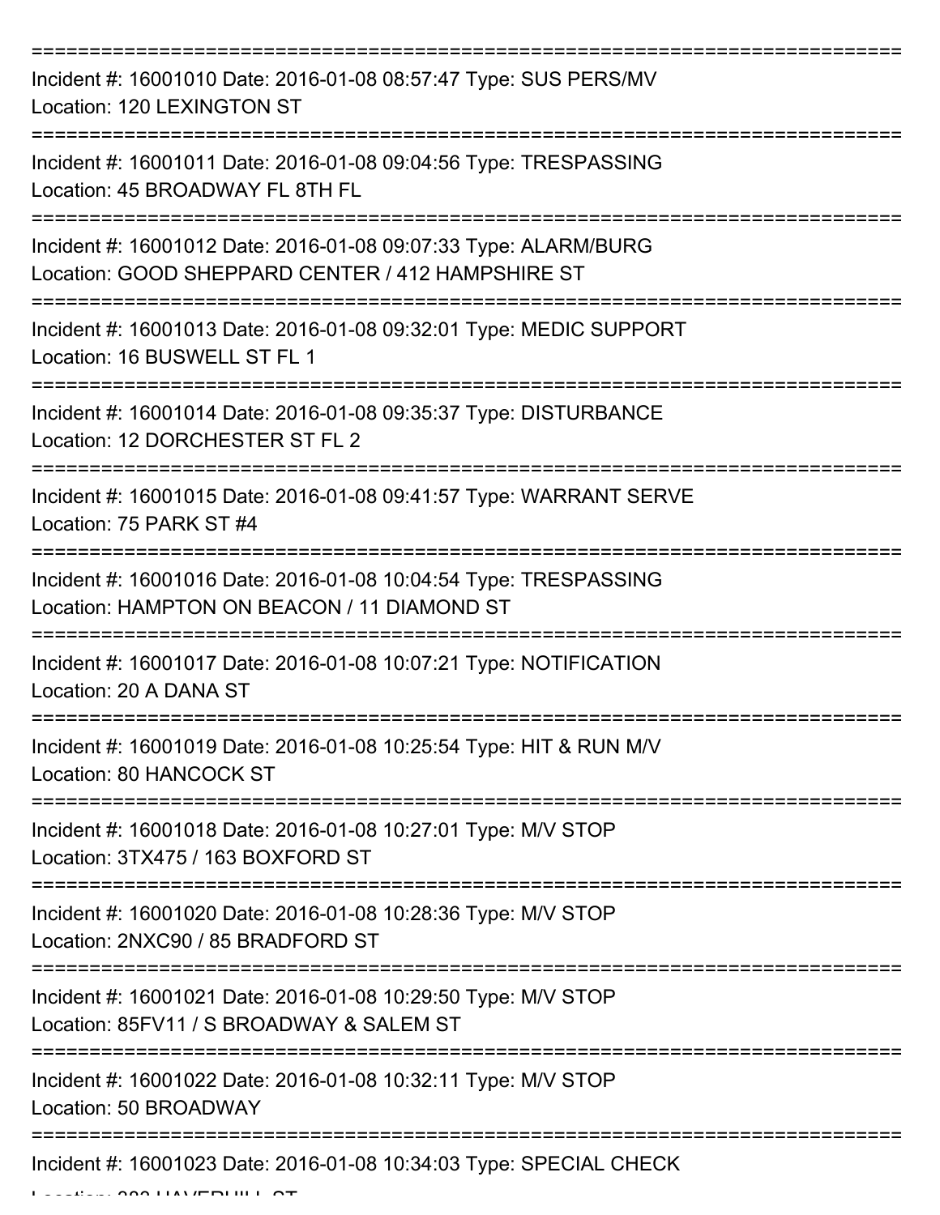===========================================================================

Incident #: 16001010 Date: 2016-01-08 08:57:47 Type: SUS PERS/MV
Location: 120 LEXINGTON ST

===========================================================================

Incident #: 16001011 Date: 2016-01-08 09:04:56 Type: TRESPASSING
Location: 45 BROADWAY FL 8TH FL

===========================================================================

Incident #: 16001012 Date: 2016-01-08 09:07:33 Type: ALARM/BURG
Location: GOOD SHEPPARD CENTER / 412 HAMPSHIRE ST

===========================================================================

Incident #: 16001013 Date: 2016-01-08 09:32:01 Type: MEDIC SUPPORT
Location: 16 BUSWELL ST FL 1

===========================================================================

Incident #: 16001014 Date: 2016-01-08 09:35:37 Type: DISTURBANCE
Location: 12 DORCHESTER ST FL 2

===========================================================================

Incident #: 16001015 Date: 2016-01-08 09:41:57 Type: WARRANT SERVE
Location: 75 PARK ST #4

===========================================================================

Incident #: 16001016 Date: 2016-01-08 10:04:54 Type: TRESPASSING
Location: HAMPTON ON BEACON / 11 DIAMOND ST

===========================================================================

Incident #: 16001017 Date: 2016-01-08 10:07:21 Type: NOTIFICATION
Location: 20 A DANA ST

===========================================================================

Incident #: 16001019 Date: 2016-01-08 10:25:54 Type: HIT & RUN M/V
Location: 80 HANCOCK ST

===========================================================================

Incident #: 16001018 Date: 2016-01-08 10:27:01 Type: M/V STOP
Location: 3TX475 / 163 BOXFORD ST

===========================================================================

Incident #: 16001020 Date: 2016-01-08 10:28:36 Type: M/V STOP
Location: 2NXC90 / 85 BRADFORD ST

===========================================================================

Incident #: 16001021 Date: 2016-01-08 10:29:50 Type: M/V STOP
Location: 85FV11 / S BROADWAY & SALEM ST

===========================================================================

Incident #: 16001022 Date: 2016-01-08 10:32:11 Type: M/V STOP
Location: 50 BROADWAY

===========================================================================

Incident #: 16001023 Date: 2016-01-08 10:34:03 Type: SPECIAL CHECK
Location: 383 HAVERHILL ST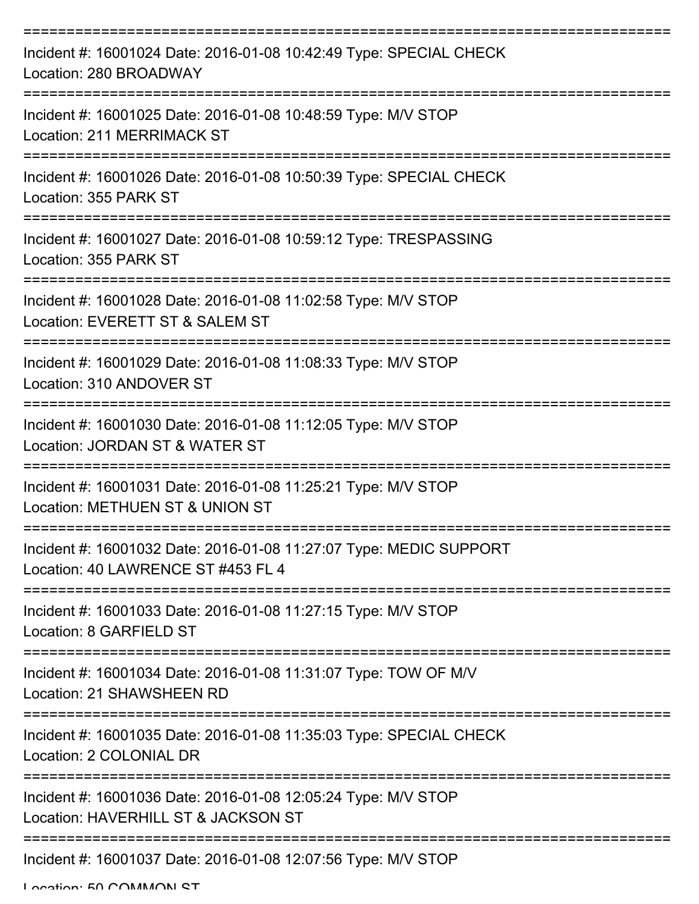===========================================================================
Incident #: 16001024 Date: 2016-01-08 10:42:49 Type: SPECIAL CHECK
Location: 280 BROADWAY
===========================================================================
Incident #: 16001025 Date: 2016-01-08 10:48:59 Type: M/V STOP
Location: 211 MERRIMACK ST
===========================================================================
Incident #: 16001026 Date: 2016-01-08 10:50:39 Type: SPECIAL CHECK
Location: 355 PARK ST
===========================================================================
Incident #: 16001027 Date: 2016-01-08 10:59:12 Type: TRESPASSING
Location: 355 PARK ST
===========================================================================
Incident #: 16001028 Date: 2016-01-08 11:02:58 Type: M/V STOP
Location: EVERETT ST & SALEM ST
===========================================================================
Incident #: 16001029 Date: 2016-01-08 11:08:33 Type: M/V STOP
Location: 310 ANDOVER ST
===========================================================================
Incident #: 16001030 Date: 2016-01-08 11:12:05 Type: M/V STOP
Location: JORDAN ST & WATER ST
===========================================================================
Incident #: 16001031 Date: 2016-01-08 11:25:21 Type: M/V STOP
Location: METHUEN ST & UNION ST
===========================================================================
Incident #: 16001032 Date: 2016-01-08 11:27:07 Type: MEDIC SUPPORT
Location: 40 LAWRENCE ST #453 FL 4
===========================================================================
Incident #: 16001033 Date: 2016-01-08 11:27:15 Type: M/V STOP
Location: 8 GARFIELD ST
===========================================================================
Incident #: 16001034 Date: 2016-01-08 11:31:07 Type: TOW OF M/V
Location: 21 SHAWSHEEN RD
===========================================================================
Incident #: 16001035 Date: 2016-01-08 11:35:03 Type: SPECIAL CHECK
Location: 2 COLONIAL DR
===========================================================================
Incident #: 16001036 Date: 2016-01-08 12:05:24 Type: M/V STOP
Location: HAVERHILL ST & JACKSON ST
===========================================================================
Incident #: 16001037 Date: 2016-01-08 12:07:56 Type: M/V STOP
Location: 50 COMMON ST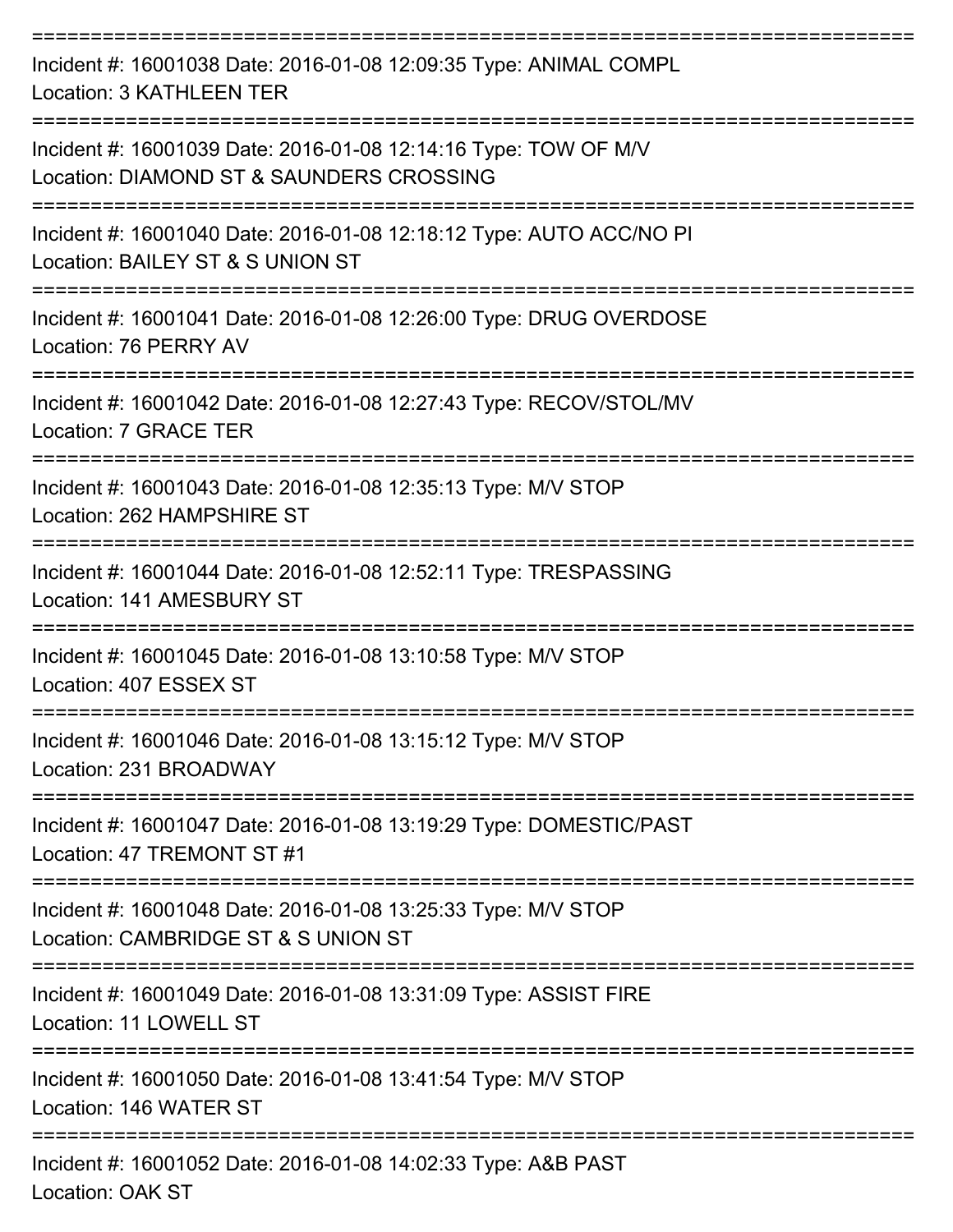===========================================================================

Incident #: 16001038 Date: 2016-01-08 12:09:35 Type: ANIMAL COMPL
Location: 3 KATHLEEN TER

===========================================================================

Incident #: 16001039 Date: 2016-01-08 12:14:16 Type: TOW OF M/V
Location: DIAMOND ST & SAUNDERS CROSSING

===========================================================================

Incident #: 16001040 Date: 2016-01-08 12:18:12 Type: AUTO ACC/NO PI
Location: BAILEY ST & S UNION ST

===========================================================================

Incident #: 16001041 Date: 2016-01-08 12:26:00 Type: DRUG OVERDOSE
Location: 76 PERRY AV

===========================================================================

Incident #: 16001042 Date: 2016-01-08 12:27:43 Type: RECOV/STOL/MV
Location: 7 GRACE TER

===========================================================================

Incident #: 16001043 Date: 2016-01-08 12:35:13 Type: M/V STOP
Location: 262 HAMPSHIRE ST

===========================================================================

Incident #: 16001044 Date: 2016-01-08 12:52:11 Type: TRESPASSING
Location: 141 AMESBURY ST

===========================================================================

Incident #: 16001045 Date: 2016-01-08 13:10:58 Type: M/V STOP
Location: 407 ESSEX ST

===========================================================================

Incident #: 16001046 Date: 2016-01-08 13:15:12 Type: M/V STOP
Location: 231 BROADWAY

===========================================================================

Incident #: 16001047 Date: 2016-01-08 13:19:29 Type: DOMESTIC/PAST
Location: 47 TREMONT ST #1

===========================================================================

Incident #: 16001048 Date: 2016-01-08 13:25:33 Type: M/V STOP
Location: CAMBRIDGE ST & S UNION ST

===========================================================================

Incident #: 16001049 Date: 2016-01-08 13:31:09 Type: ASSIST FIRE
Location: 11 LOWELL ST

===========================================================================

Incident #: 16001050 Date: 2016-01-08 13:41:54 Type: M/V STOP
Location: 146 WATER ST

===========================================================================

Incident #: 16001052 Date: 2016-01-08 14:02:33 Type: A&B PAST
Location: OAK ST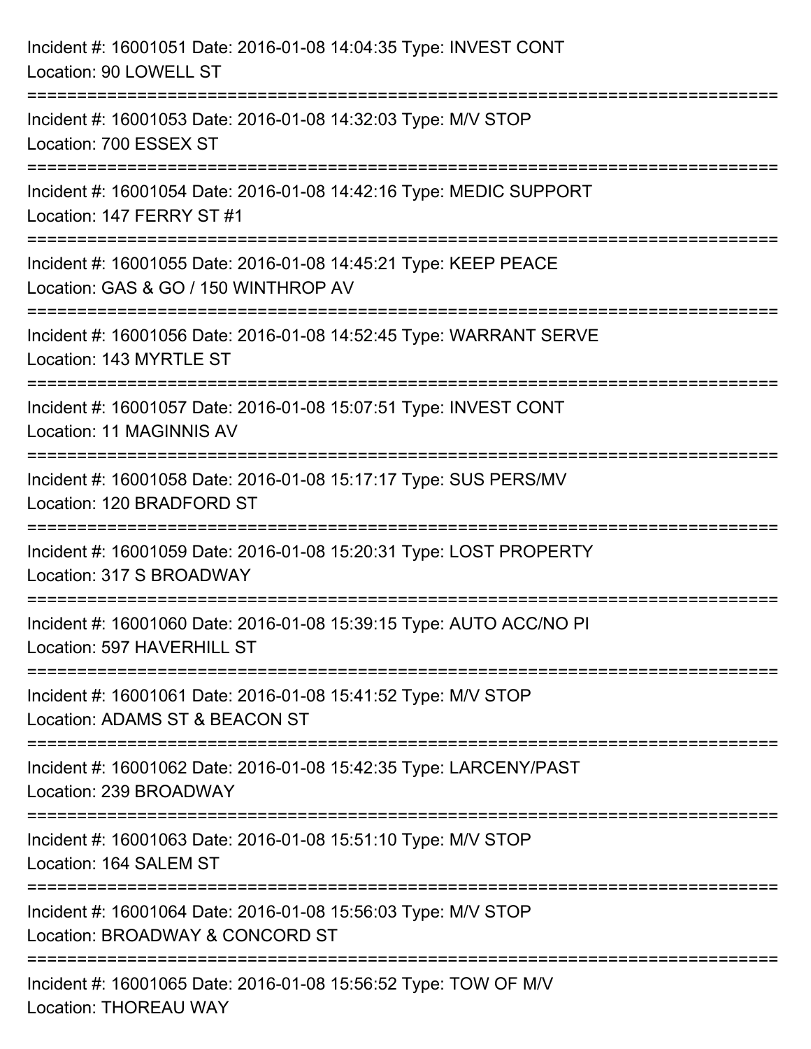Incident #: 16001051 Date: 2016-01-08 14:04:35 Type: INVEST CONT
Location: 90 LOWELL ST

===========================================================================

Incident #: 16001053 Date: 2016-01-08 14:32:03 Type: M/V STOP
Location: 700 ESSEX ST

===========================================================================

Incident #: 16001054 Date: 2016-01-08 14:42:16 Type: MEDIC SUPPORT
Location: 147 FERRY ST #1

===========================================================================

Incident #: 16001055 Date: 2016-01-08 14:45:21 Type: KEEP PEACE
Location: GAS & GO / 150 WINTHROP AV

===========================================================================

Incident #: 16001056 Date: 2016-01-08 14:52:45 Type: WARRANT SERVE
Location: 143 MYRTLE ST

===========================================================================

Incident #: 16001057 Date: 2016-01-08 15:07:51 Type: INVEST CONT
Location: 11 MAGINNIS AV

===========================================================================

Incident #: 16001058 Date: 2016-01-08 15:17:17 Type: SUS PERS/MV
Location: 120 BRADFORD ST

===========================================================================

Incident #: 16001059 Date: 2016-01-08 15:20:31 Type: LOST PROPERTY
Location: 317 S BROADWAY

===========================================================================

Incident #: 16001060 Date: 2016-01-08 15:39:15 Type: AUTO ACC/NO PI
Location: 597 HAVERHILL ST

===========================================================================

Incident #: 16001061 Date: 2016-01-08 15:41:52 Type: M/V STOP
Location: ADAMS ST & BEACON ST

===========================================================================

Incident #: 16001062 Date: 2016-01-08 15:42:35 Type: LARCENY/PAST
Location: 239 BROADWAY

===========================================================================

Incident #: 16001063 Date: 2016-01-08 15:51:10 Type: M/V STOP
Location: 164 SALEM ST

===========================================================================

Incident #: 16001064 Date: 2016-01-08 15:56:03 Type: M/V STOP
Location: BROADWAY & CONCORD ST

===========================================================================

Incident #: 16001065 Date: 2016-01-08 15:56:52 Type: TOW OF M/V
Location: THOREAU WAY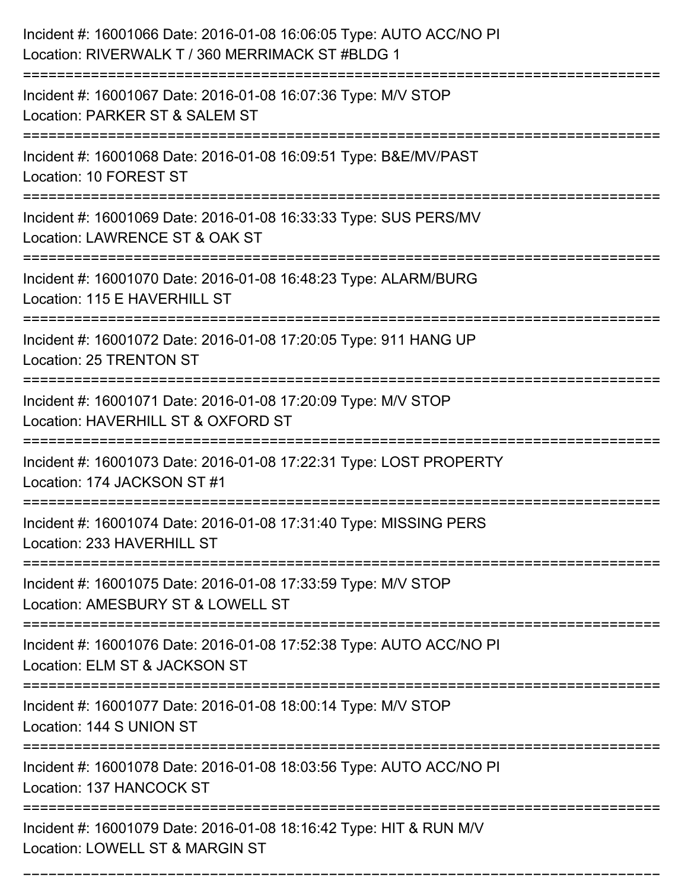Incident #: 16001066 Date: 2016-01-08 16:06:05 Type: AUTO ACC/NO PI
Location: RIVERWALK T / 360 MERRIMACK ST #BLDG 1

===========================================================================

Incident #: 16001067 Date: 2016-01-08 16:07:36 Type: M/V STOP
Location: PARKER ST & SALEM ST

===========================================================================

Incident #: 16001068 Date: 2016-01-08 16:09:51 Type: B&E/MV/PAST
Location: 10 FOREST ST

===========================================================================

Incident #: 16001069 Date: 2016-01-08 16:33:33 Type: SUS PERS/MV
Location: LAWRENCE ST & OAK ST

===========================================================================

Incident #: 16001070 Date: 2016-01-08 16:48:23 Type: ALARM/BURG
Location: 115 E HAVERHILL ST

===========================================================================

Incident #: 16001072 Date: 2016-01-08 17:20:05 Type: 911 HANG UP
Location: 25 TRENTON ST

===========================================================================

Incident #: 16001071 Date: 2016-01-08 17:20:09 Type: M/V STOP
Location: HAVERHILL ST & OXFORD ST

===========================================================================

Incident #: 16001073 Date: 2016-01-08 17:22:31 Type: LOST PROPERTY
Location: 174 JACKSON ST #1

===========================================================================

Incident #: 16001074 Date: 2016-01-08 17:31:40 Type: MISSING PERS
Location: 233 HAVERHILL ST

===========================================================================

Incident #: 16001075 Date: 2016-01-08 17:33:59 Type: M/V STOP
Location: AMESBURY ST & LOWELL ST

===========================================================================

Incident #: 16001076 Date: 2016-01-08 17:52:38 Type: AUTO ACC/NO PI
Location: ELM ST & JACKSON ST

===========================================================================

Incident #: 16001077 Date: 2016-01-08 18:00:14 Type: M/V STOP
Location: 144 S UNION ST

===========================================================================

Incident #: 16001078 Date: 2016-01-08 18:03:56 Type: AUTO ACC/NO PI
Location: 137 HANCOCK ST

===========================================================================

Incident #: 16001079 Date: 2016-01-08 18:16:42 Type: HIT & RUN M/V
Location: LOWELL ST & MARGIN ST

===========================================================================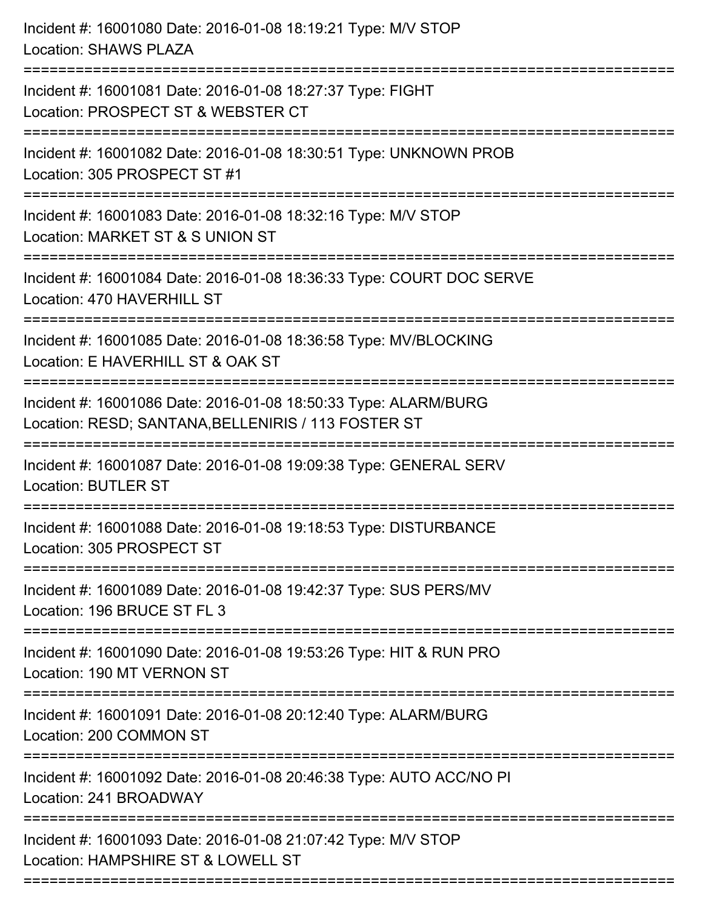Incident #: 16001080 Date: 2016-01-08 18:19:21 Type: M/V STOP
Location: SHAWS PLAZA

===========================================================================

Incident #: 16001081 Date: 2016-01-08 18:27:37 Type: FIGHT
Location: PROSPECT ST & WEBSTER CT

===========================================================================

Incident #: 16001082 Date: 2016-01-08 18:30:51 Type: UNKNOWN PROB
Location: 305 PROSPECT ST #1

===========================================================================

Incident #: 16001083 Date: 2016-01-08 18:32:16 Type: M/V STOP
Location: MARKET ST & S UNION ST

===========================================================================

Incident #: 16001084 Date: 2016-01-08 18:36:33 Type: COURT DOC SERVE
Location: 470 HAVERHILL ST

===========================================================================

Incident #: 16001085 Date: 2016-01-08 18:36:58 Type: MV/BLOCKING
Location: E HAVERHILL ST & OAK ST

===========================================================================

Incident #: 16001086 Date: 2016-01-08 18:50:33 Type: ALARM/BURG
Location: RESD; SANTANA,BELLENIRIS / 113 FOSTER ST

===========================================================================

Incident #: 16001087 Date: 2016-01-08 19:09:38 Type: GENERAL SERV
Location: BUTLER ST

===========================================================================

Incident #: 16001088 Date: 2016-01-08 19:18:53 Type: DISTURBANCE
Location: 305 PROSPECT ST

===========================================================================

Incident #: 16001089 Date: 2016-01-08 19:42:37 Type: SUS PERS/MV
Location: 196 BRUCE ST FL 3

===========================================================================

Incident #: 16001090 Date: 2016-01-08 19:53:26 Type: HIT & RUN PRO
Location: 190 MT VERNON ST

===========================================================================

Incident #: 16001091 Date: 2016-01-08 20:12:40 Type: ALARM/BURG
Location: 200 COMMON ST

===========================================================================

Incident #: 16001092 Date: 2016-01-08 20:46:38 Type: AUTO ACC/NO PI
Location: 241 BROADWAY

===========================================================================

Incident #: 16001093 Date: 2016-01-08 21:07:42 Type: M/V STOP
Location: HAMPSHIRE ST & LOWELL ST

===========================================================================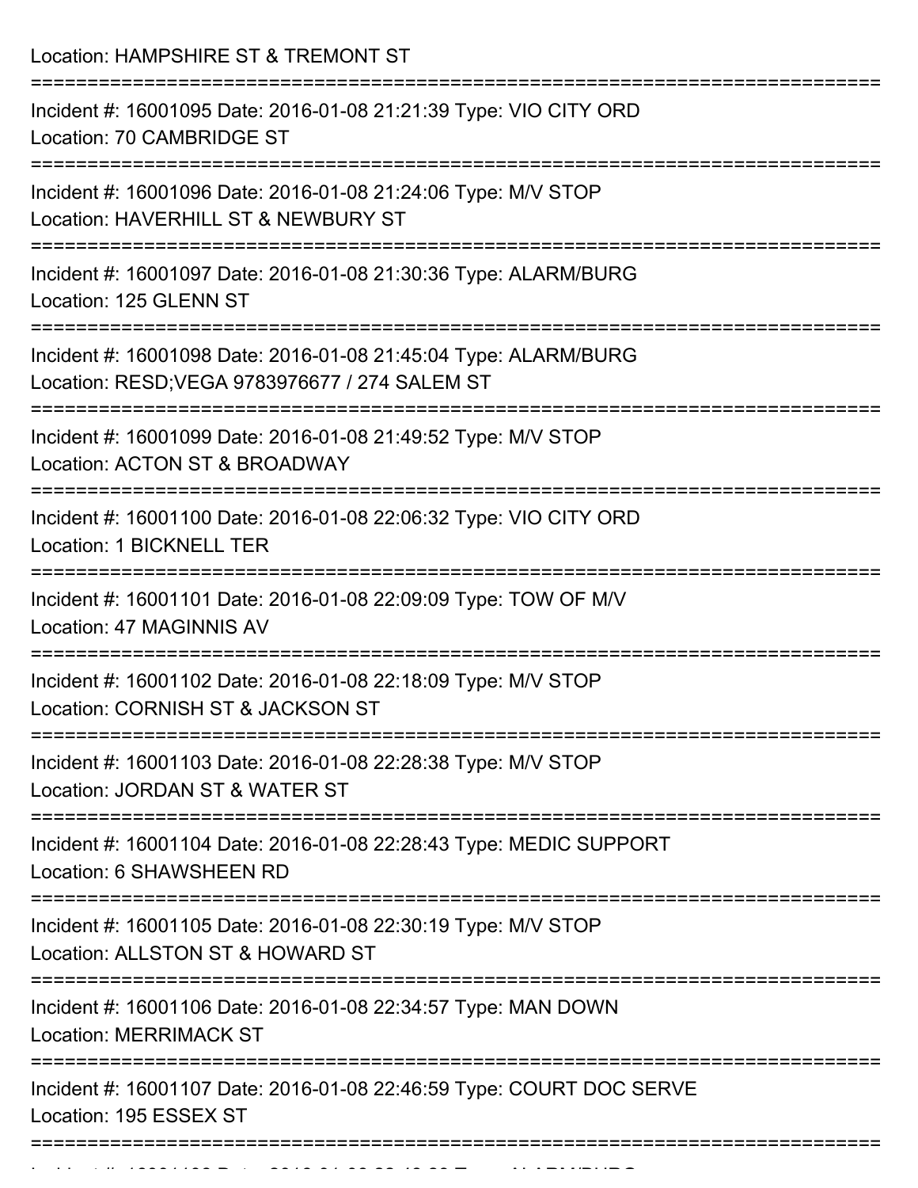Location: HAMPSHIRE ST & TREMONT ST

===========================================================================

Incident #: 16001095 Date: 2016-01-08 21:21:39 Type: VIO CITY ORD
Location: 70 CAMBRIDGE ST

===========================================================================

Incident #: 16001096 Date: 2016-01-08 21:24:06 Type: M/V STOP
Location: HAVERHILL ST & NEWBURY ST

===========================================================================

Incident #: 16001097 Date: 2016-01-08 21:30:36 Type: ALARM/BURG
Location: 125 GLENN ST

===========================================================================

Incident #: 16001098 Date: 2016-01-08 21:45:04 Type: ALARM/BURG
Location: RESD;VEGA 9783976677 / 274 SALEM ST

===========================================================================

Incident #: 16001099 Date: 2016-01-08 21:49:52 Type: M/V STOP
Location: ACTON ST & BROADWAY

===========================================================================

Incident #: 16001100 Date: 2016-01-08 22:06:32 Type: VIO CITY ORD
Location: 1 BICKNELL TER

===========================================================================

Incident #: 16001101 Date: 2016-01-08 22:09:09 Type: TOW OF M/V
Location: 47 MAGINNIS AV

===========================================================================

Incident #: 16001102 Date: 2016-01-08 22:18:09 Type: M/V STOP
Location: CORNISH ST & JACKSON ST

===========================================================================

Incident #: 16001103 Date: 2016-01-08 22:28:38 Type: M/V STOP
Location: JORDAN ST & WATER ST

===========================================================================

Incident #: 16001104 Date: 2016-01-08 22:28:43 Type: MEDIC SUPPORT
Location: 6 SHAWSHEEN RD

===========================================================================

Incident #: 16001105 Date: 2016-01-08 22:30:19 Type: M/V STOP
Location: ALLSTON ST & HOWARD ST

===========================================================================

Incident #: 16001106 Date: 2016-01-08 22:34:57 Type: MAN DOWN
Location: MERRIMACK ST

===========================================================================

Incident #: 16001107 Date: 2016-01-08 22:46:59 Type: COURT DOC SERVE
Location: 195 ESSEX ST

===========================================================================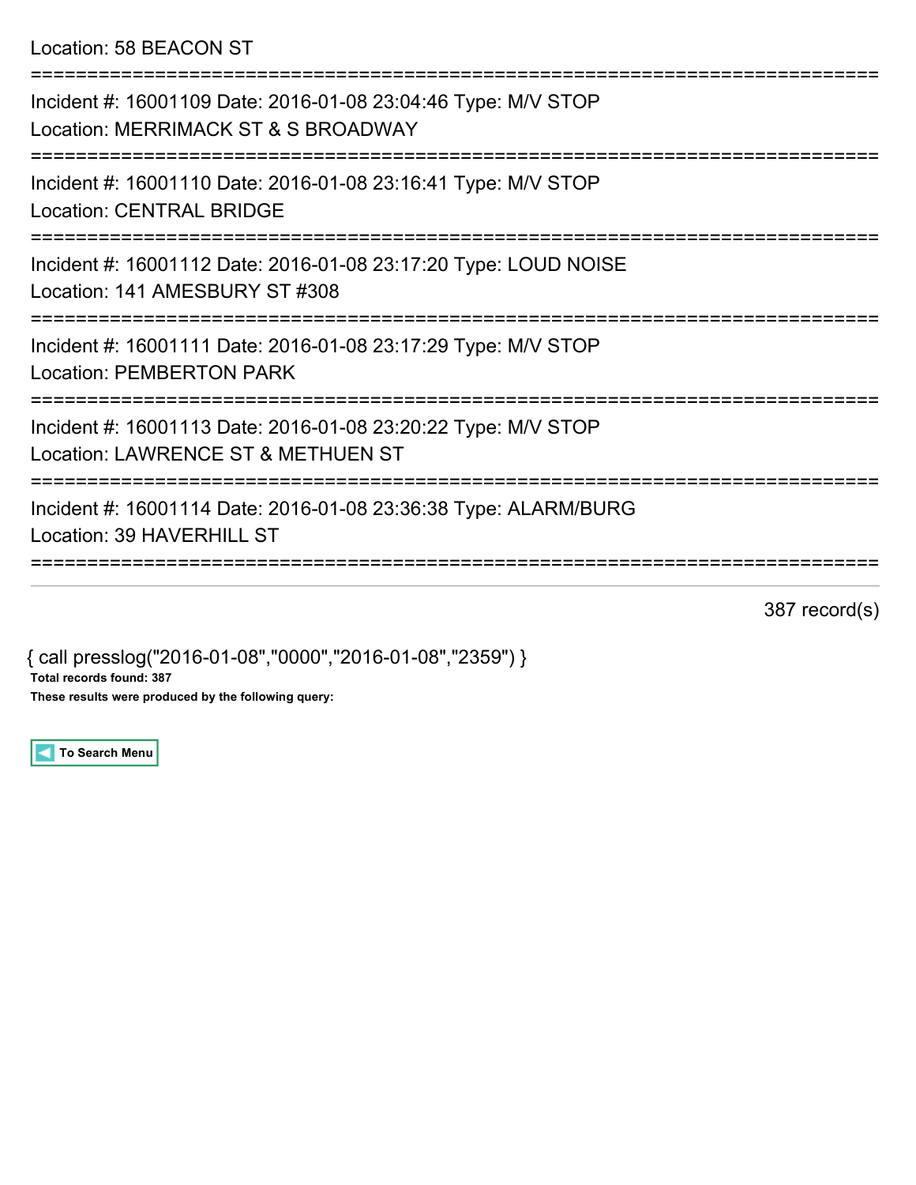Location: 58 BEACON ST

===========================================================================

Incident #: 16001109 Date: 2016-01-08 23:04:46 Type: M/V STOP

Location: MERRIMACK ST & S BROADWAY

===========================================================================

Incident #: 16001110 Date: 2016-01-08 23:16:41 Type: M/V STOP

Location: CENTRAL BRIDGE

===========================================================================

Incident #: 16001112 Date: 2016-01-08 23:17:20 Type: LOUD NOISE

Location: 141 AMESBURY ST #308

===========================================================================

Incident #: 16001111 Date: 2016-01-08 23:17:29 Type: M/V STOP

Location: PEMBERTON PARK

===========================================================================

Incident #: 16001113 Date: 2016-01-08 23:20:22 Type: M/V STOP

Location: LAWRENCE ST & METHUEN ST

===========================================================================

Incident #: 16001114 Date: 2016-01-08 23:36:38 Type: ALARM/BURG

Location: 39 HAVERHILL ST

===========================================================================

387 record(s)

{ call presslog("2016-01-08","0000","2016-01-08","2359") }

**Total records found: 387**

**These results were produced by the following query:**

To Search Menu